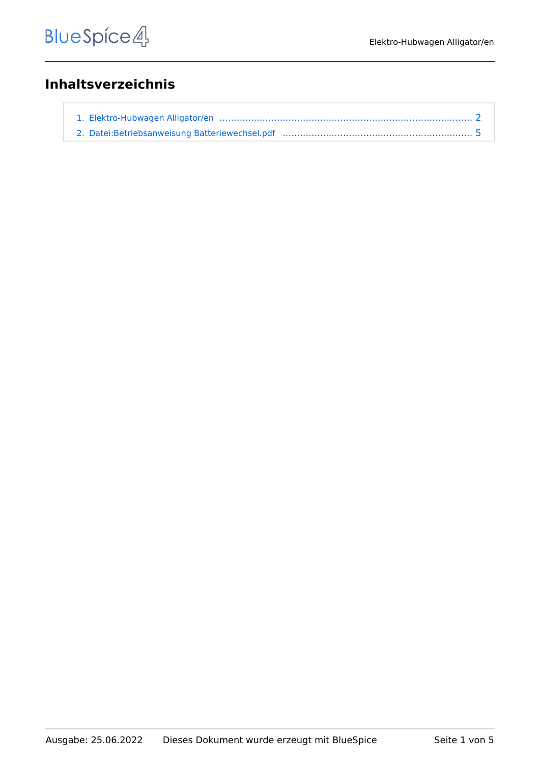# Inhaltsverzeichnis

1. Elektro-Hubwagen Alligator/en ........................................................................................ 2
2. Datei:Betriebsanweisung Batteriewechsel.pdf ................................................................. 5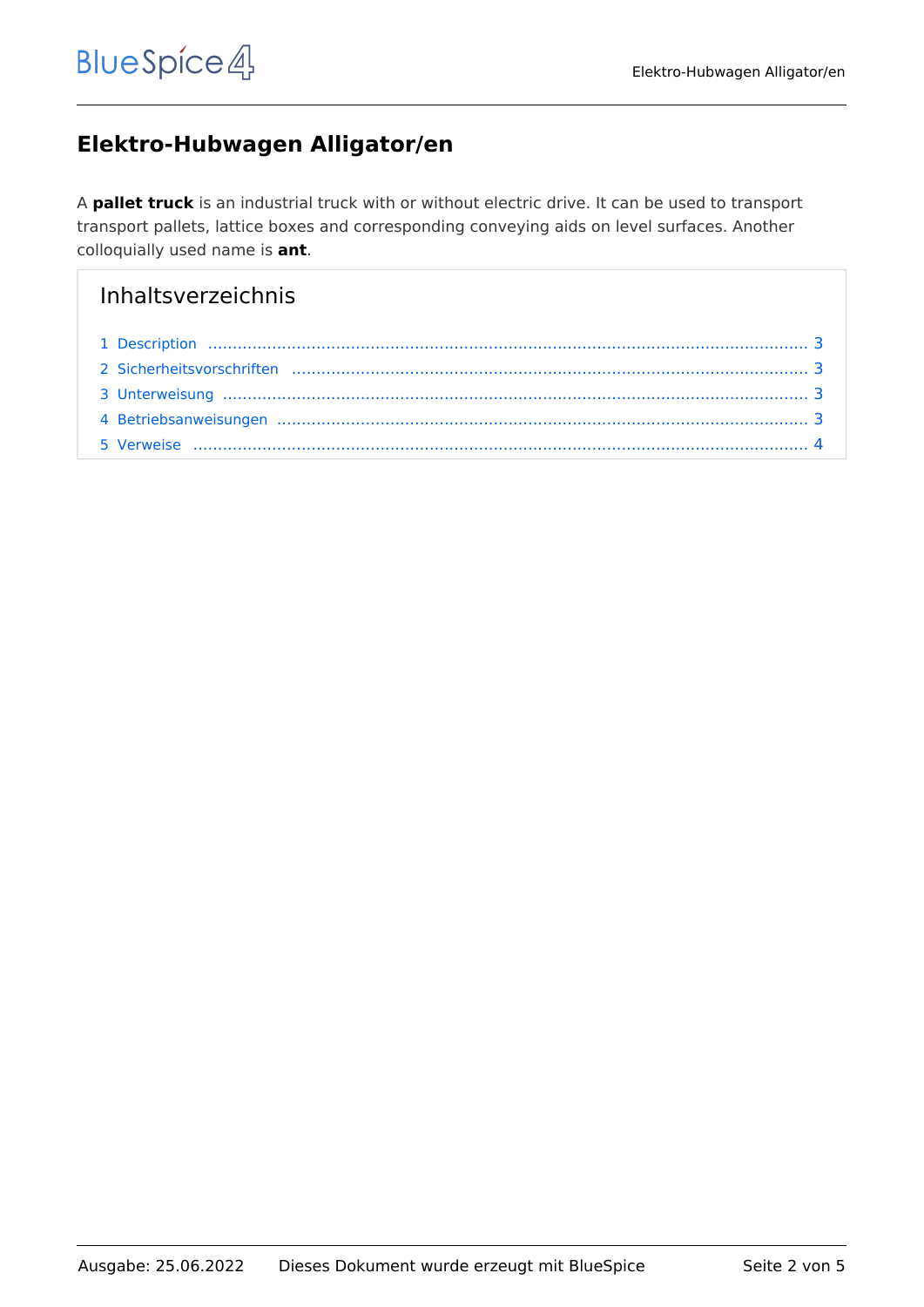# Elektro-Hubwagen Alligator/en

A **pallet truck** is an industrial truck with or without electric drive. It can be used to transport transport pallets, lattice boxes and corresponding conveying aids on level surfaces. Another colloquially used name is **ant**.

## Inhaltsverzeichnis

1 Description ........ 3
2 Sicherheitsvorschriften ........ 3
3 Unterweisung ........ 3
4 Betriebsanweisungen ........ 3
5 Verweise ........ 4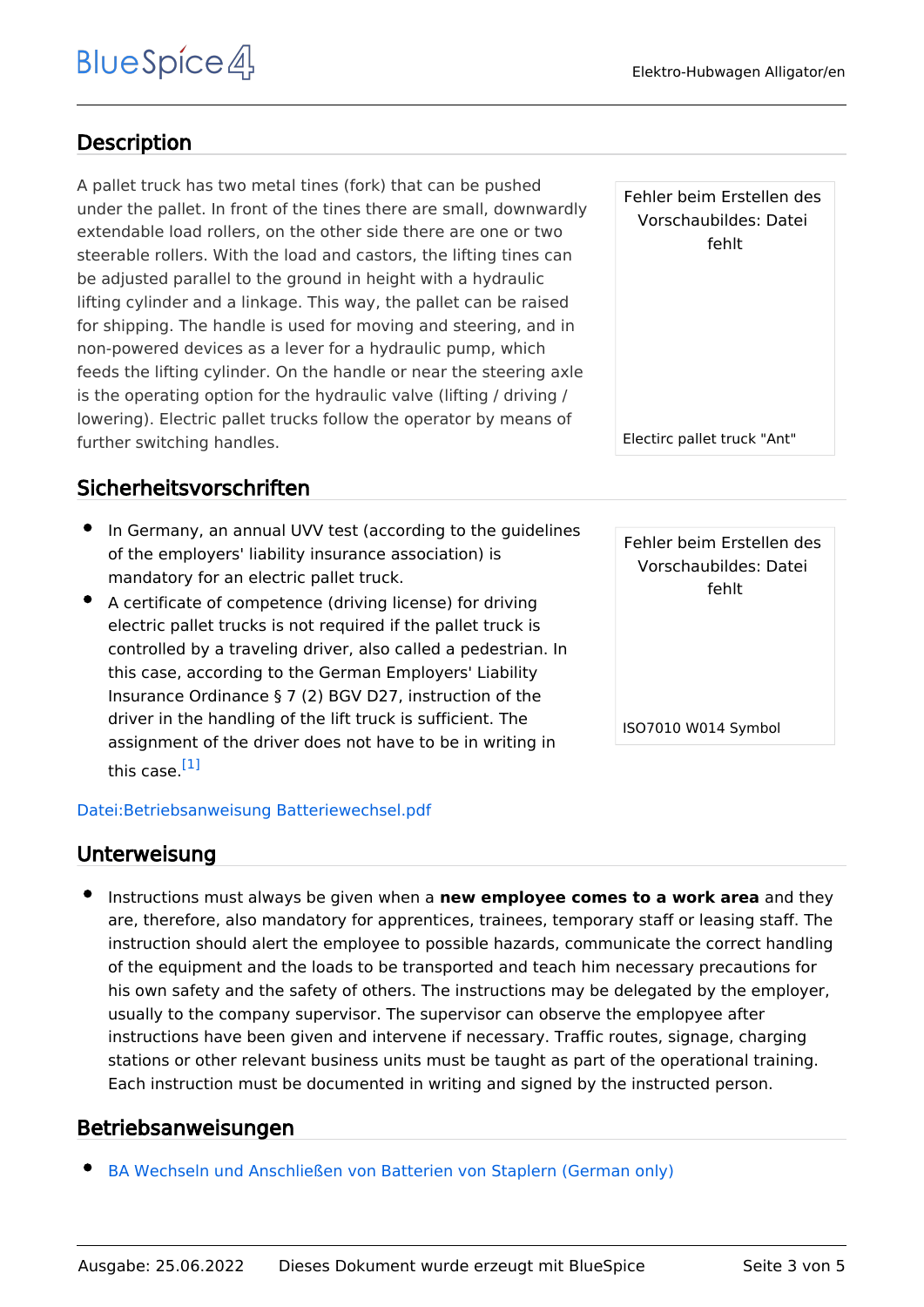## Description

A pallet truck has two metal tines (fork) that can be pushed under the pallet. In front of the tines there are small, downwardly extendable load rollers, on the other side there are one or two steerable rollers. With the load and castors, the lifting tines can be adjusted parallel to the ground in height with a hydraulic lifting cylinder and a linkage. This way, the pallet can be raised for shipping. The handle is used for moving and steering, and in non-powered devices as a lever for a hydraulic pump, which feeds the lifting cylinder. On the handle or near the steering axle is the operating option for the hydraulic valve (lifting / driving / lowering). Electric pallet trucks follow the operator by means of further switching handles.

Fehler beim Erstellen des Vorschaubildes: Datei fehlt

Electirc pallet truck "Ant"

## Sicherheitsvorschriften

- In Germany, an annual UVV test (according to the guidelines of the employers' liability insurance association) is mandatory for an electric pallet truck.
- A certificate of competence (driving license) for driving electric pallet trucks is not required if the pallet truck is controlled by a traveling driver, also called a pedestrian. In this case, according to the German Employers' Liability Insurance Ordinance § 7 (2) BGV D27, instruction of the driver in the handling of the lift truck is sufficient. The assignment of the driver does not have to be in writing in this case.[1]

Fehler beim Erstellen des Vorschaubildes: Datei fehlt

ISO7010 W014 Symbol

Datei:Betriebsanweisung Batteriewechsel.pdf

## Unterweisung

- Instructions must always be given when a **new employee comes to a work area** and they are, therefore, also mandatory for apprentices, trainees, temporary staff or leasing staff. The instruction should alert the employee to possible hazards, communicate the correct handling of the equipment and the loads to be transported and teach him necessary precautions for his own safety and the safety of others. The instructions may be delegated by the employer, usually to the company supervisor. The supervisor can observe the emplopyee after instructions have been given and intervene if necessary. Traffic routes, signage, charging stations or other relevant business units must be taught as part of the operational training. Each instruction must be documented in writing and signed by the instructed person.

## Betriebsanweisungen

- BA Wechseln und Anschließen von Batterien von Staplern (German only)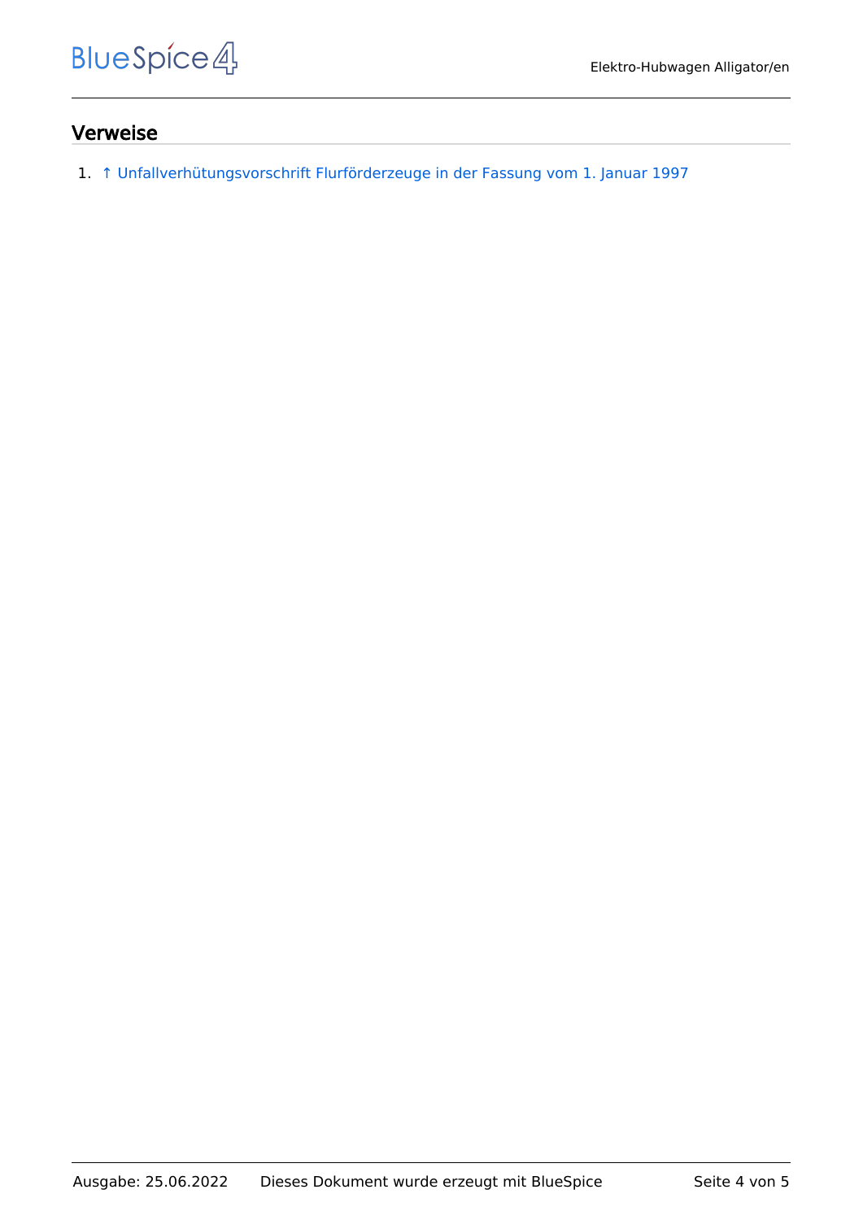## Verweise

1. ↑ Unfallverhütungsvorschrift Flurförderzeuge in der Fassung vom 1. Januar 1997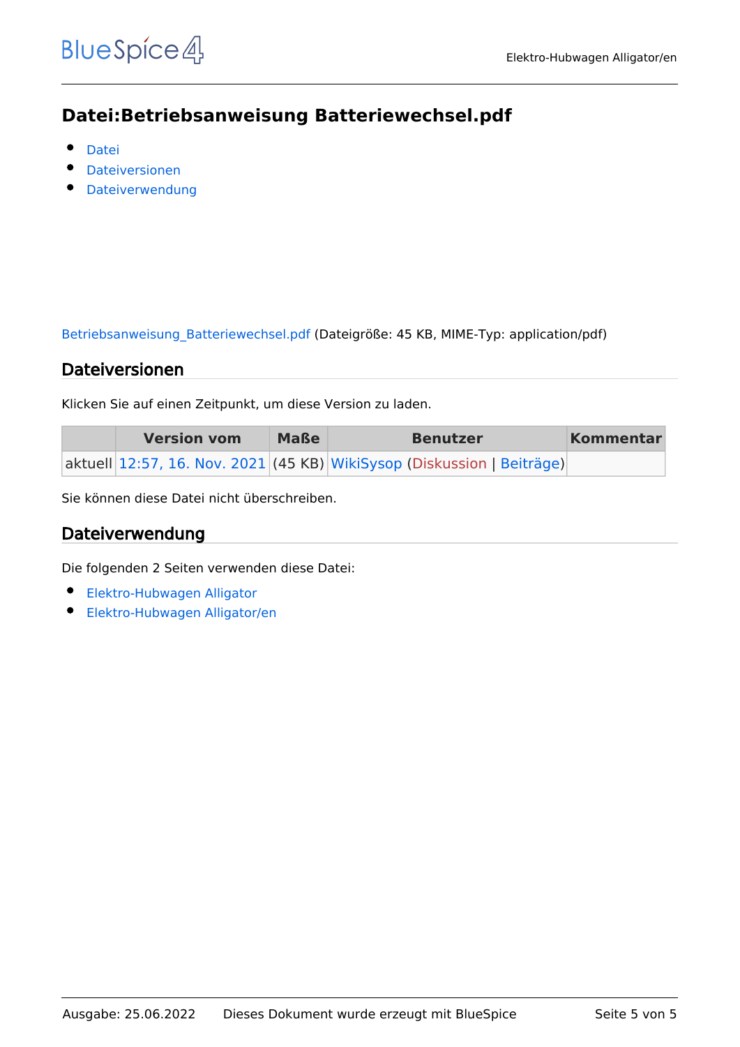# Datei:Betriebsanweisung Batteriewechsel.pdf

- Datei
- Dateiversionen
- Dateiverwendung

Betriebsanweisung_Batteriewechsel.pdf (Dateigröße: 45 KB, MIME-Typ: application/pdf)

## Dateiversionen

Klicken Sie auf einen Zeitpunkt, um diese Version zu laden.

| | Version vom | Maße | Benutzer | Kommentar |
|---|---|---|---|---|
| aktuell | 12:57, 16. Nov. 2021 | (45 KB) | WikiSysop (Diskussion \| Beiträge) | |

Sie können diese Datei nicht überschreiben.

## Dateiverwendung

Die folgenden 2 Seiten verwenden diese Datei:

- Elektro-Hubwagen Alligator
- Elektro-Hubwagen Alligator/en